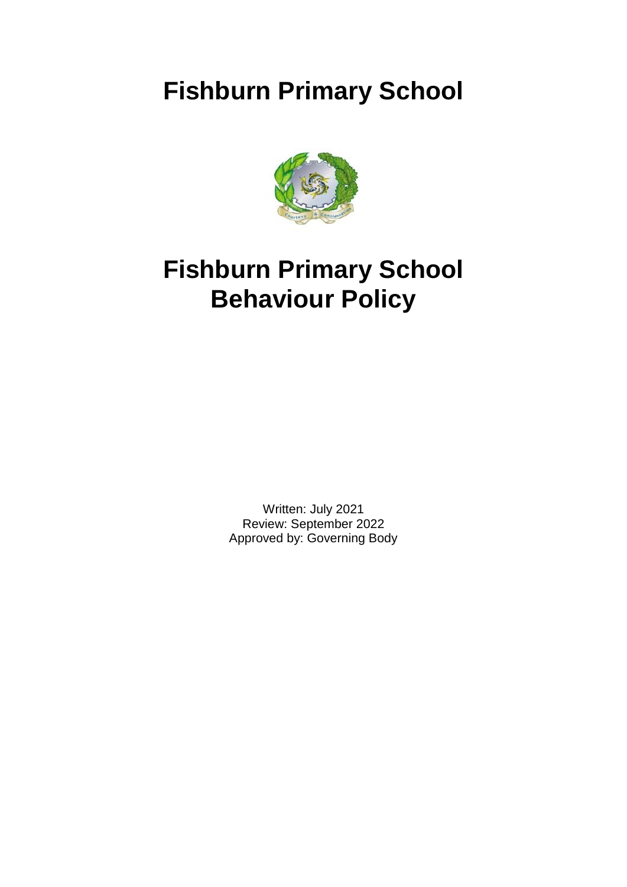# Fishburn Primary School

# Fishburn Primary School Behaviour Policy

Written: July 2021
Review: September 2022
Approved by: Governing Body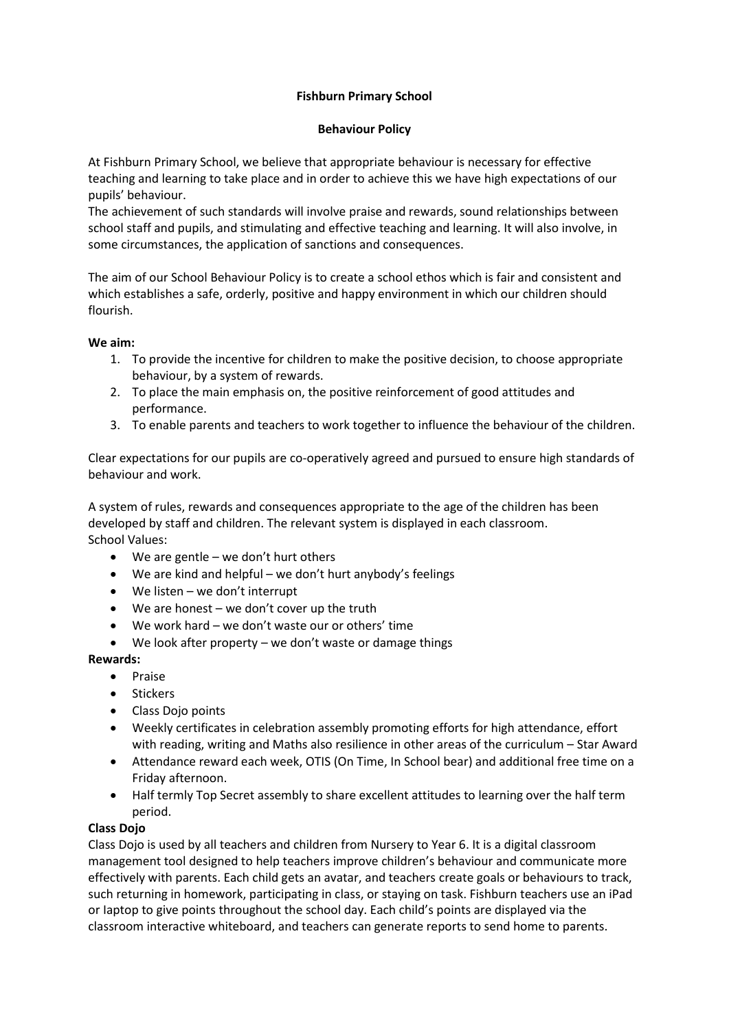**Fishburn Primary School**

**Behaviour Policy**

At Fishburn Primary School, we believe that appropriate behaviour is necessary for effective teaching and learning to take place and in order to achieve this we have high expectations of our pupils' behaviour.
The achievement of such standards will involve praise and rewards, sound relationships between school staff and pupils, and stimulating and effective teaching and learning. It will also involve, in some circumstances, the application of sanctions and consequences.

The aim of our School Behaviour Policy is to create a school ethos which is fair and consistent and which establishes a safe, orderly, positive and happy environment in which our children should flourish.

**We aim:**

1. To provide the incentive for children to make the positive decision, to choose appropriate behaviour, by a system of rewards.
2. To place the main emphasis on, the positive reinforcement of good attitudes and performance.
3. To enable parents and teachers to work together to influence the behaviour of the children.

Clear expectations for our pupils are co-operatively agreed and pursued to ensure high standards of behaviour and work.

A system of rules, rewards and consequences appropriate to the age of the children has been developed by staff and children. The relevant system is displayed in each classroom.
School Values:

- We are gentle – we don't hurt others
- We are kind and helpful – we don't hurt anybody's feelings
- We listen – we don't interrupt
- We are honest – we don't cover up the truth
- We work hard – we don't waste our or others' time
- We look after property – we don't waste or damage things

**Rewards:**

- Praise
- Stickers
- Class Dojo points
- Weekly certificates in celebration assembly promoting efforts for high attendance, effort with reading, writing and Maths also resilience in other areas of the curriculum – Star Award
- Attendance reward each week, OTIS (On Time, In School bear) and additional free time on a Friday afternoon.
- Half termly Top Secret assembly to share excellent attitudes to learning over the half term period.

**Class Dojo**

Class Dojo is used by all teachers and children from Nursery to Year 6. It is a digital classroom management tool designed to help teachers improve children's behaviour and communicate more effectively with parents. Each child gets an avatar, and teachers create goals or behaviours to track, such returning in homework, participating in class, or staying on task. Fishburn teachers use an iPad or laptop to give points throughout the school day. Each child's points are displayed via the classroom interactive whiteboard, and teachers can generate reports to send home to parents.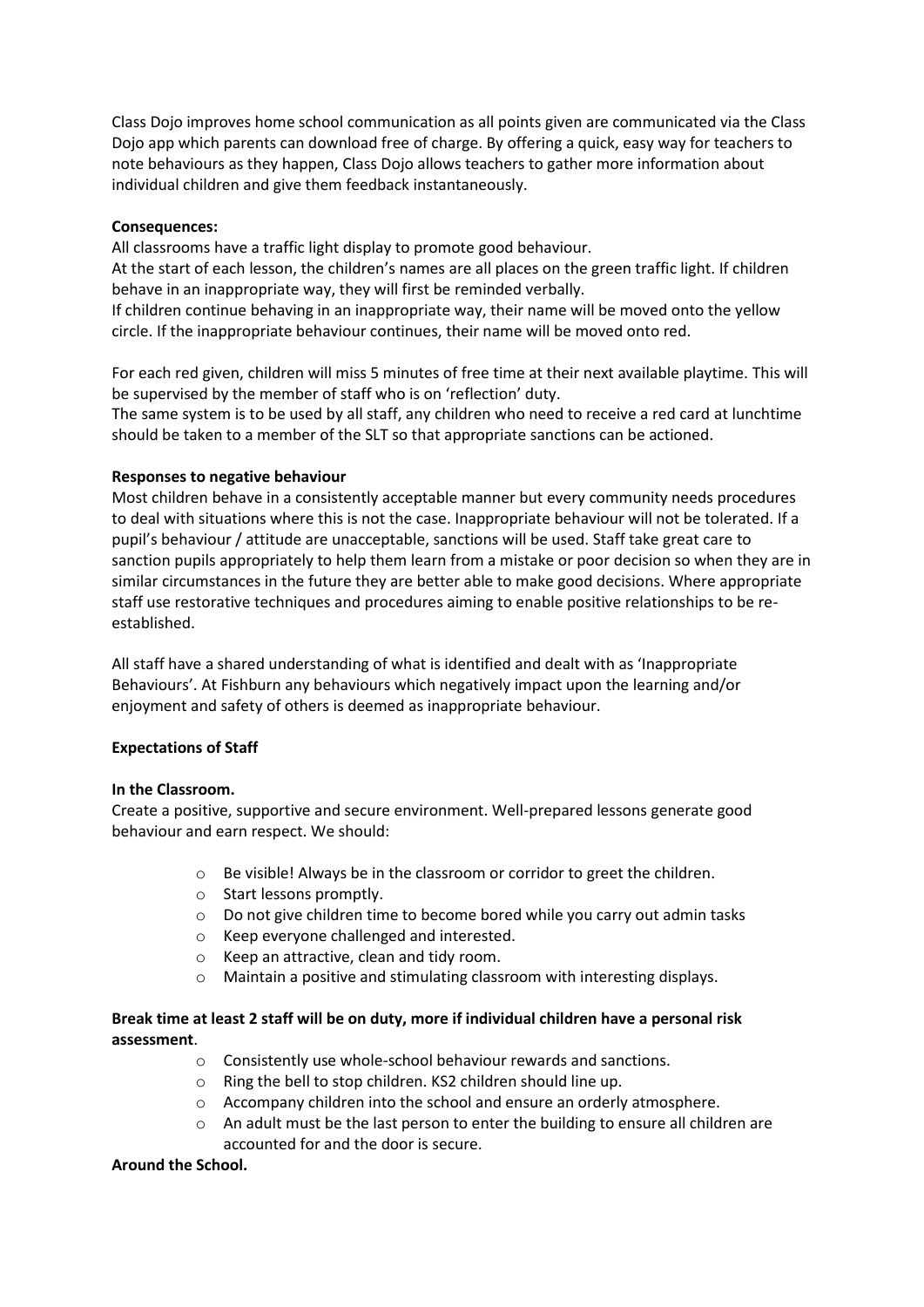Class Dojo improves home school communication as all points given are communicated via the Class Dojo app which parents can download free of charge. By offering a quick, easy way for teachers to note behaviours as they happen, Class Dojo allows teachers to gather more information about individual children and give them feedback instantaneously.

**Consequences:**
All classrooms have a traffic light display to promote good behaviour.
At the start of each lesson, the children's names are all places on the green traffic light. If children behave in an inappropriate way, they will first be reminded verbally.
If children continue behaving in an inappropriate way, their name will be moved onto the yellow circle. If the inappropriate behaviour continues, their name will be moved onto red.

For each red given, children will miss 5 minutes of free time at their next available playtime. This will be supervised by the member of staff who is on 'reflection' duty.
The same system is to be used by all staff, any children who need to receive a red card at lunchtime should be taken to a member of the SLT so that appropriate sanctions can be actioned.

**Responses to negative behaviour**
Most children behave in a consistently acceptable manner but every community needs procedures to deal with situations where this is not the case. Inappropriate behaviour will not be tolerated. If a pupil's behaviour / attitude are unacceptable, sanctions will be used. Staff take great care to sanction pupils appropriately to help them learn from a mistake or poor decision so when they are in similar circumstances in the future they are better able to make good decisions. Where appropriate staff use restorative techniques and procedures aiming to enable positive relationships to be re-established.

All staff have a shared understanding of what is identified and dealt with as 'Inappropriate Behaviours'. At Fishburn any behaviours which negatively impact upon the learning and/or enjoyment and safety of others is deemed as inappropriate behaviour.

**Expectations of Staff**

**In the Classroom.**
Create a positive, supportive and secure environment. Well-prepared lessons generate good behaviour and earn respect. We should:

- Be visible! Always be in the classroom or corridor to greet the children.
- Start lessons promptly.
- Do not give children time to become bored while you carry out admin tasks
- Keep everyone challenged and interested.
- Keep an attractive, clean and tidy room.
- Maintain a positive and stimulating classroom with interesting displays.

**Break time at least 2 staff will be on duty, more if individual children have a personal risk assessment**.

- Consistently use whole-school behaviour rewards and sanctions.
- Ring the bell to stop children. KS2 children should line up.
- Accompany children into the school and ensure an orderly atmosphere.
- An adult must be the last person to enter the building to ensure all children are accounted for and the door is secure.

**Around the School.**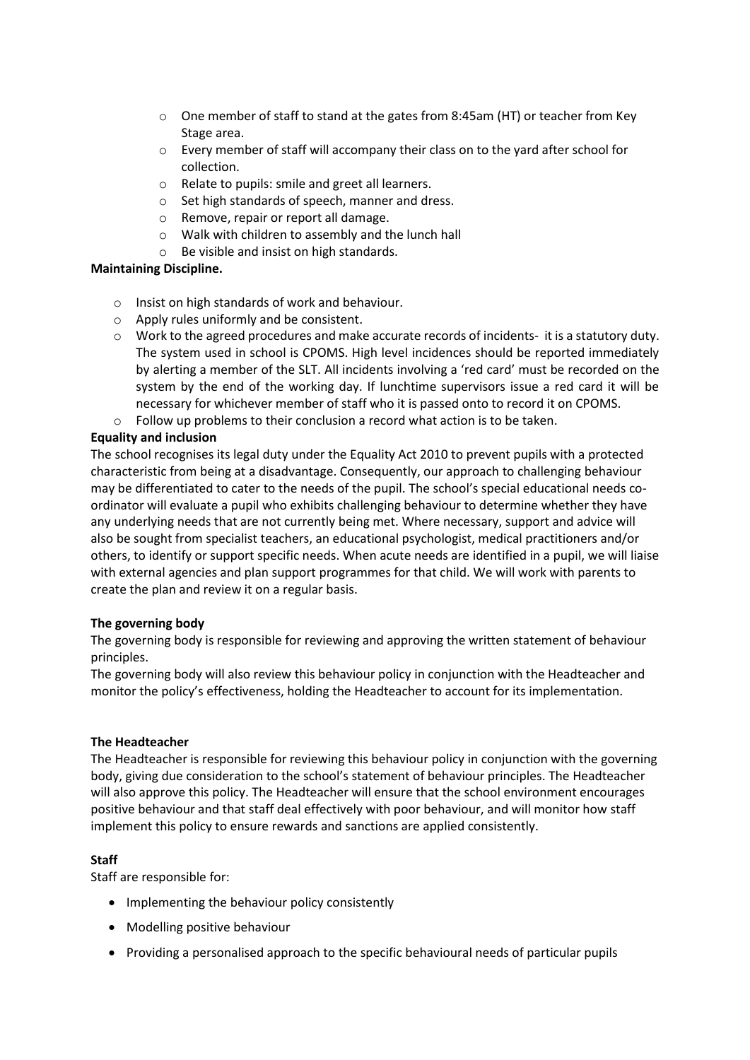- One member of staff to stand at the gates from 8:45am (HT) or teacher from Key Stage area.
- Every member of staff will accompany their class on to the yard after school for collection.
- Relate to pupils: smile and greet all learners.
- Set high standards of speech, manner and dress.
- Remove, repair or report all damage.
- Walk with children to assembly and the lunch hall
- Be visible and insist on high standards.

**Maintaining Discipline.**

- Insist on high standards of work and behaviour.
- Apply rules uniformly and be consistent.
- Work to the agreed procedures and make accurate records of incidents- it is a statutory duty. The system used in school is CPOMS. High level incidences should be reported immediately by alerting a member of the SLT. All incidents involving a 'red card' must be recorded on the system by the end of the working day. If lunchtime supervisors issue a red card it will be necessary for whichever member of staff who it is passed onto to record it on CPOMS.
- Follow up problems to their conclusion a record what action is to be taken.

**Equality and inclusion**

The school recognises its legal duty under the Equality Act 2010 to prevent pupils with a protected characteristic from being at a disadvantage. Consequently, our approach to challenging behaviour may be differentiated to cater to the needs of the pupil. The school's special educational needs co-ordinator will evaluate a pupil who exhibits challenging behaviour to determine whether they have any underlying needs that are not currently being met. Where necessary, support and advice will also be sought from specialist teachers, an educational psychologist, medical practitioners and/or others, to identify or support specific needs. When acute needs are identified in a pupil, we will liaise with external agencies and plan support programmes for that child. We will work with parents to create the plan and review it on a regular basis.

**The governing body**

The governing body is responsible for reviewing and approving the written statement of behaviour principles.

The governing body will also review this behaviour policy in conjunction with the Headteacher and monitor the policy's effectiveness, holding the Headteacher to account for its implementation.

**The Headteacher**

The Headteacher is responsible for reviewing this behaviour policy in conjunction with the governing body, giving due consideration to the school's statement of behaviour principles. The Headteacher will also approve this policy. The Headteacher will ensure that the school environment encourages positive behaviour and that staff deal effectively with poor behaviour, and will monitor how staff implement this policy to ensure rewards and sanctions are applied consistently.

**Staff**

Staff are responsible for:

- Implementing the behaviour policy consistently
- Modelling positive behaviour
- Providing a personalised approach to the specific behavioural needs of particular pupils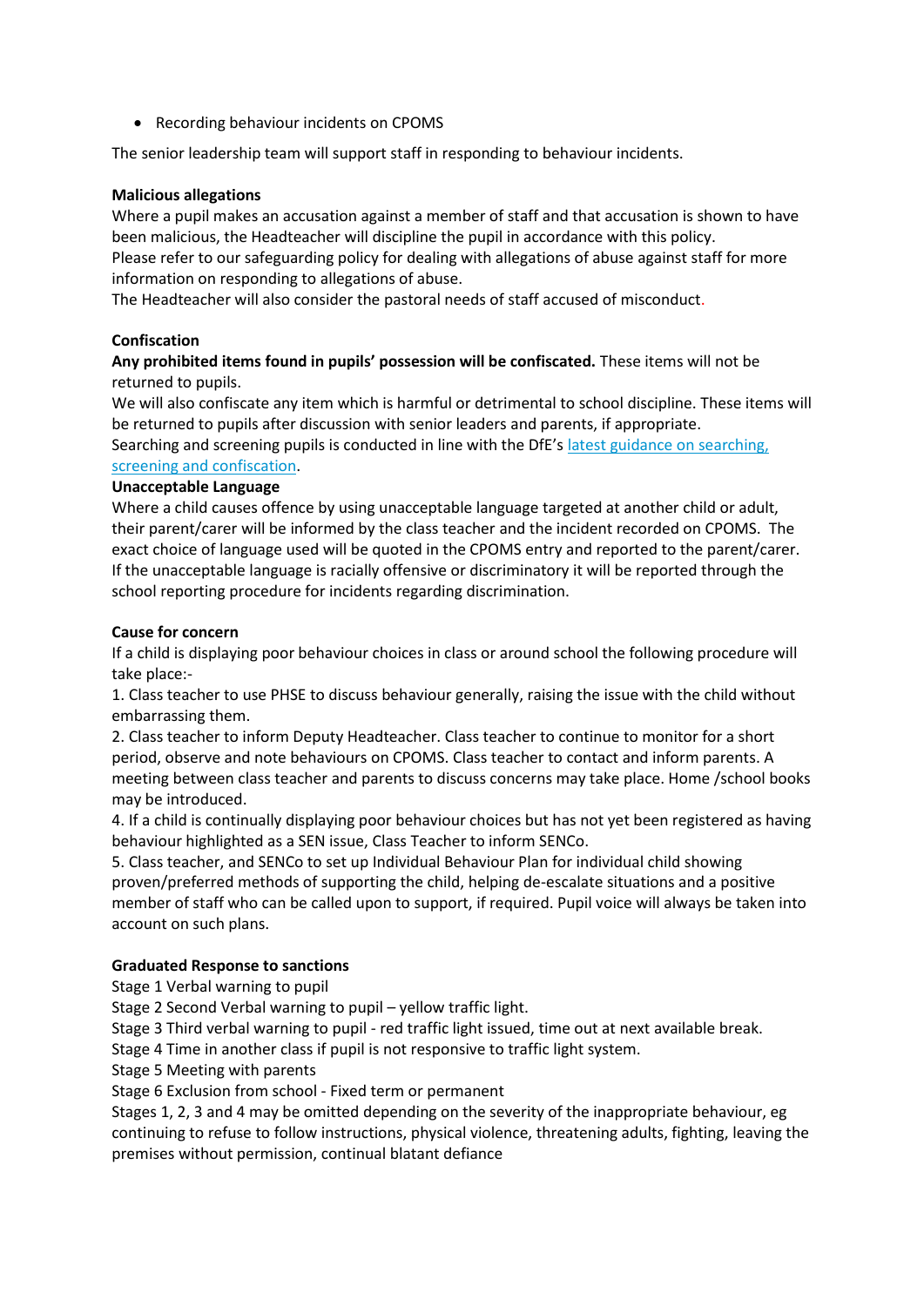- Recording behaviour incidents on CPOMS

The senior leadership team will support staff in responding to behaviour incidents.

**Malicious allegations**

Where a pupil makes an accusation against a member of staff and that accusation is shown to have been malicious, the Headteacher will discipline the pupil in accordance with this policy.
Please refer to our safeguarding policy for dealing with allegations of abuse against staff for more information on responding to allegations of abuse.
The Headteacher will also consider the pastoral needs of staff accused of misconduct.

**Confiscation**

**Any prohibited items found in pupils' possession will be confiscated.** These items will not be returned to pupils.
We will also confiscate any item which is harmful or detrimental to school discipline. These items will be returned to pupils after discussion with senior leaders and parents, if appropriate.
Searching and screening pupils is conducted in line with the DfE's latest guidance on searching, screening and confiscation.

**Unacceptable Language**

Where a child causes offence by using unacceptable language targeted at another child or adult, their parent/carer will be informed by the class teacher and the incident recorded on CPOMS. The exact choice of language used will be quoted in the CPOMS entry and reported to the parent/carer. If the unacceptable language is racially offensive or discriminatory it will be reported through the school reporting procedure for incidents regarding discrimination.

**Cause for concern**

If a child is displaying poor behaviour choices in class or around school the following procedure will take place:-

1. Class teacher to use PHSE to discuss behaviour generally, raising the issue with the child without embarrassing them.
2. Class teacher to inform Deputy Headteacher. Class teacher to continue to monitor for a short period, observe and note behaviours on CPOMS. Class teacher to contact and inform parents. A meeting between class teacher and parents to discuss concerns may take place. Home /school books may be introduced.
4. If a child is continually displaying poor behaviour choices but has not yet been registered as having behaviour highlighted as a SEN issue, Class Teacher to inform SENCo.
5. Class teacher, and SENCo to set up Individual Behaviour Plan for individual child showing proven/preferred methods of supporting the child, helping de-escalate situations and a positive member of staff who can be called upon to support, if required. Pupil voice will always be taken into account on such plans.

**Graduated Response to sanctions**

Stage 1 Verbal warning to pupil
Stage 2 Second Verbal warning to pupil – yellow traffic light.
Stage 3 Third verbal warning to pupil - red traffic light issued, time out at next available break.
Stage 4 Time in another class if pupil is not responsive to traffic light system.
Stage 5 Meeting with parents
Stage 6 Exclusion from school - Fixed term or permanent
Stages 1, 2, 3 and 4 may be omitted depending on the severity of the inappropriate behaviour, eg continuing to refuse to follow instructions, physical violence, threatening adults, fighting, leaving the premises without permission, continual blatant defiance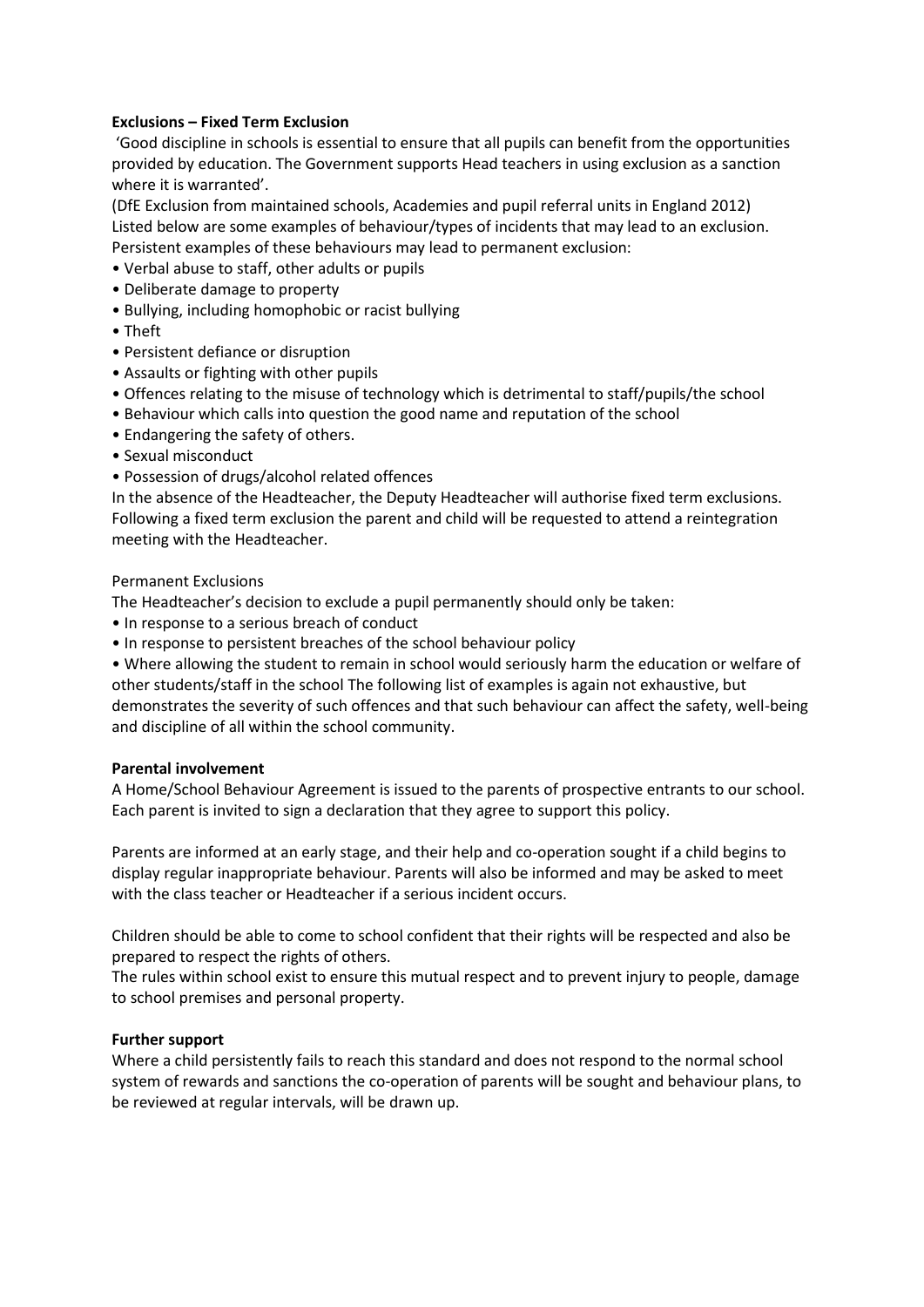**Exclusions – Fixed Term Exclusion**

'Good discipline in schools is essential to ensure that all pupils can benefit from the opportunities provided by education. The Government supports Head teachers in using exclusion as a sanction where it is warranted'.

(DfE Exclusion from maintained schools, Academies and pupil referral units in England 2012)

Listed below are some examples of behaviour/types of incidents that may lead to an exclusion. Persistent examples of these behaviours may lead to permanent exclusion:

- Verbal abuse to staff, other adults or pupils
- Deliberate damage to property
- Bullying, including homophobic or racist bullying
- Theft
- Persistent defiance or disruption
- Assaults or fighting with other pupils
- Offences relating to the misuse of technology which is detrimental to staff/pupils/the school
- Behaviour which calls into question the good name and reputation of the school
- Endangering the safety of others.
- Sexual misconduct
- Possession of drugs/alcohol related offences

In the absence of the Headteacher, the Deputy Headteacher will authorise fixed term exclusions. Following a fixed term exclusion the parent and child will be requested to attend a reintegration meeting with the Headteacher.

Permanent Exclusions

The Headteacher's decision to exclude a pupil permanently should only be taken:

- In response to a serious breach of conduct
- In response to persistent breaches of the school behaviour policy
- Where allowing the student to remain in school would seriously harm the education or welfare of other students/staff in the school The following list of examples is again not exhaustive, but demonstrates the severity of such offences and that such behaviour can affect the safety, well-being and discipline of all within the school community.

**Parental involvement**

A Home/School Behaviour Agreement is issued to the parents of prospective entrants to our school. Each parent is invited to sign a declaration that they agree to support this policy.

Parents are informed at an early stage, and their help and co-operation sought if a child begins to display regular inappropriate behaviour. Parents will also be informed and may be asked to meet with the class teacher or Headteacher if a serious incident occurs.

Children should be able to come to school confident that their rights will be respected and also be prepared to respect the rights of others.

The rules within school exist to ensure this mutual respect and to prevent injury to people, damage to school premises and personal property.

**Further support**

Where a child persistently fails to reach this standard and does not respond to the normal school system of rewards and sanctions the co-operation of parents will be sought and behaviour plans, to be reviewed at regular intervals, will be drawn up.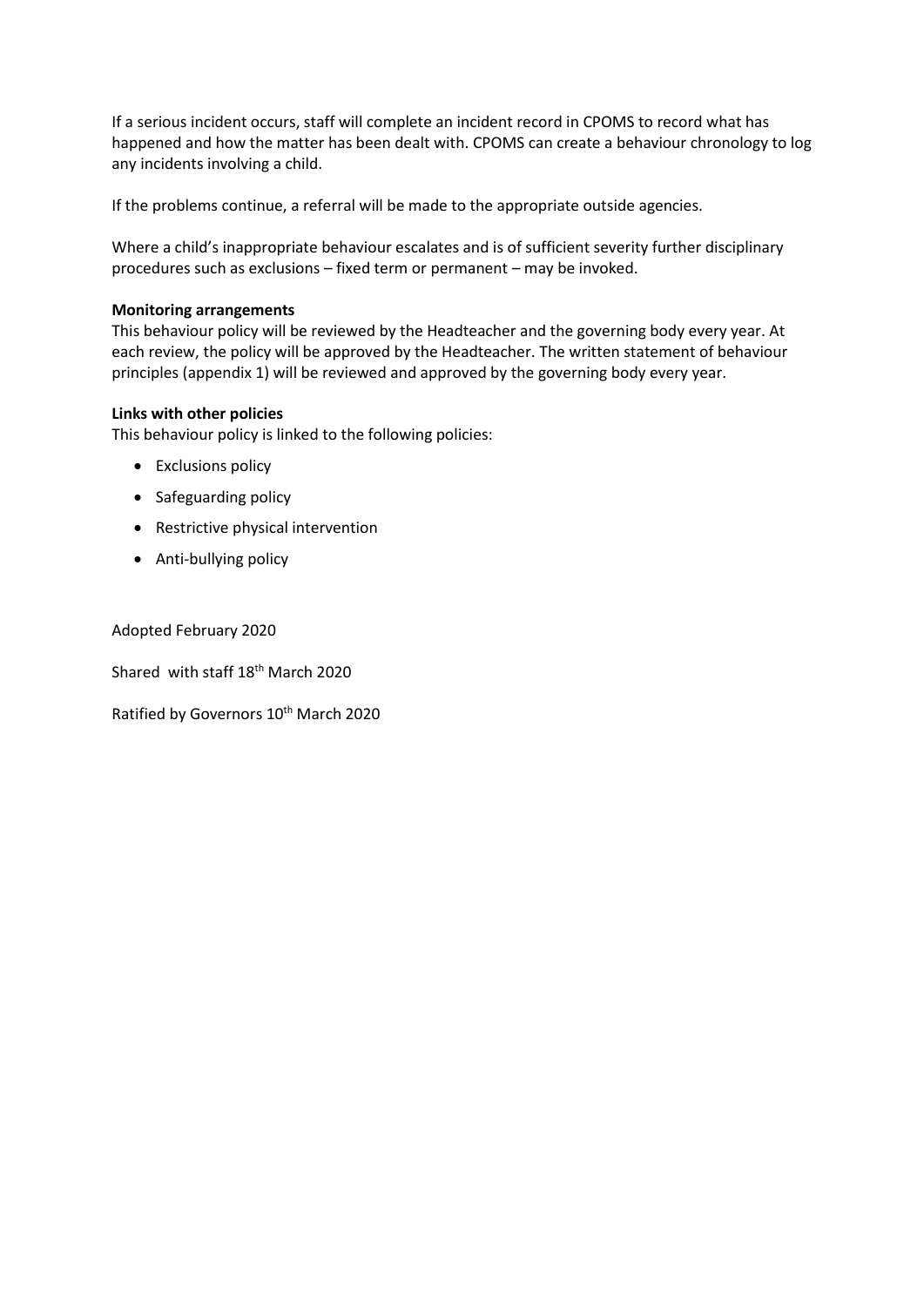If a serious incident occurs, staff will complete an incident record in CPOMS to record what has happened and how the matter has been dealt with. CPOMS can create a behaviour chronology to log any incidents involving a child.

If the problems continue, a referral will be made to the appropriate outside agencies.

Where a child's inappropriate behaviour escalates and is of sufficient severity further disciplinary procedures such as exclusions – fixed term or permanent – may be invoked.

**Monitoring arrangements**

This behaviour policy will be reviewed by the Headteacher and the governing body every year. At each review, the policy will be approved by the Headteacher. The written statement of behaviour principles (appendix 1) will be reviewed and approved by the governing body every year.

**Links with other policies**

This behaviour policy is linked to the following policies:

- Exclusions policy
- Safeguarding policy
- Restrictive physical intervention
- Anti-bullying policy

Adopted February 2020

Shared with staff 18th March 2020

Ratified by Governors 10th March 2020